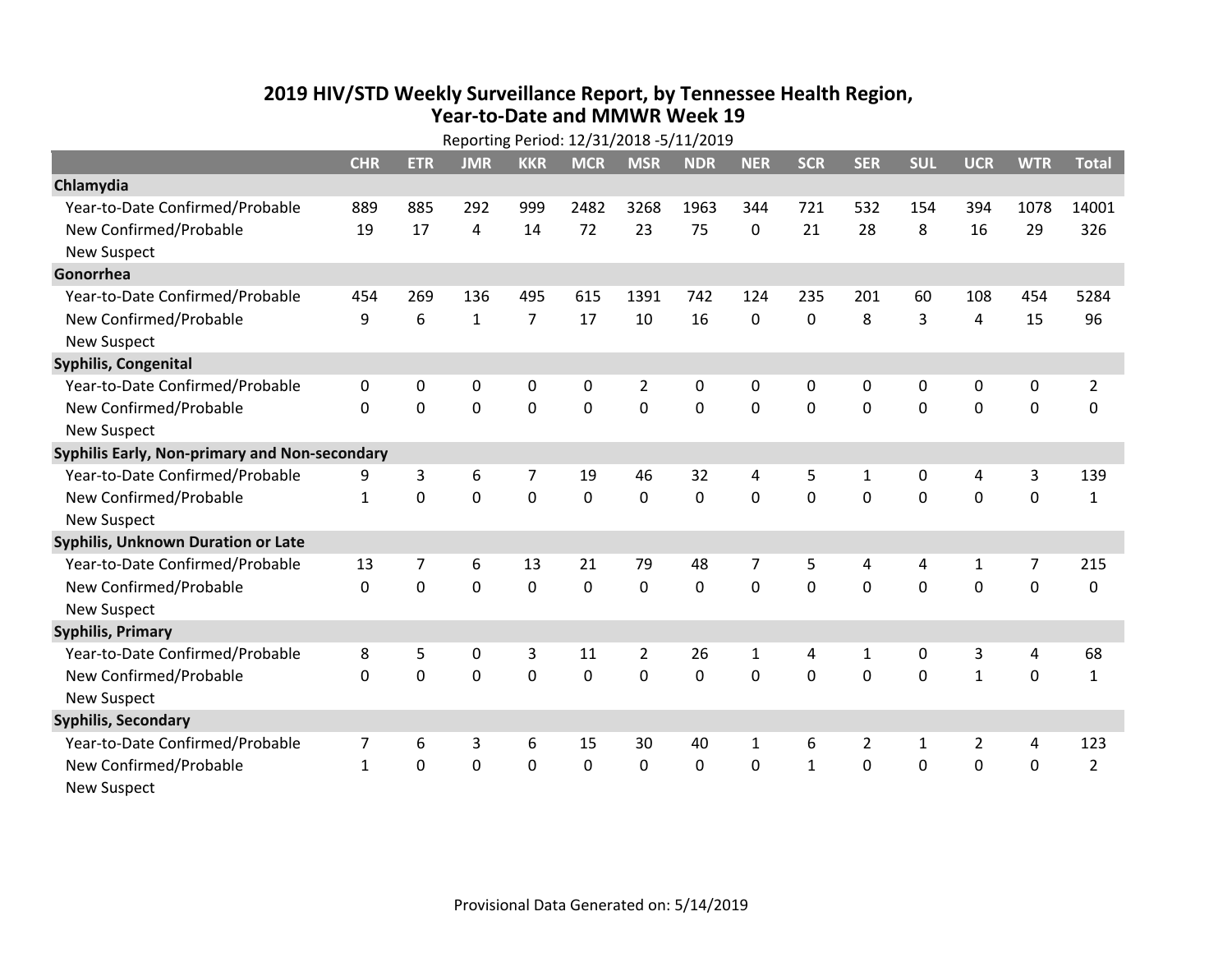# 2019 HIV/STD Weekly Surveillance Report, by Tennessee Health Region, Year-to-Date and MMWR Week 19

Reporting Period: 12/31/2018 -5/11/2019

| | CHR | ETR | JMR | KKR | MCR | MSR | NDR | NER | SCR | SER | SUL | UCR | WTR | Total |
|---|---|---|---|---|---|---|---|---|---|---|---|---|---|---|
| **Chlamydia** | | | | | | | | | | | | | | |
| Year-to-Date Confirmed/Probable | 889 | 885 | 292 | 999 | 2482 | 3268 | 1963 | 344 | 721 | 532 | 154 | 394 | 1078 | 14001 |
| New Confirmed/Probable | 19 | 17 | 4 | 14 | 72 | 23 | 75 | 0 | 21 | 28 | 8 | 16 | 29 | 326 |
| New Suspect | | | | | | | | | | | | | | |
| **Gonorrhea** | | | | | | | | | | | | | | |
| Year-to-Date Confirmed/Probable | 454 | 269 | 136 | 495 | 615 | 1391 | 742 | 124 | 235 | 201 | 60 | 108 | 454 | 5284 |
| New Confirmed/Probable | 9 | 6 | 1 | 7 | 17 | 10 | 16 | 0 | 0 | 8 | 3 | 4 | 15 | 96 |
| New Suspect | | | | | | | | | | | | | | |
| **Syphilis, Congenital** | | | | | | | | | | | | | | |
| Year-to-Date Confirmed/Probable | 0 | 0 | 0 | 0 | 0 | 2 | 0 | 0 | 0 | 0 | 0 | 0 | 0 | 2 |
| New Confirmed/Probable | 0 | 0 | 0 | 0 | 0 | 0 | 0 | 0 | 0 | 0 | 0 | 0 | 0 | 0 |
| New Suspect | | | | | | | | | | | | | | |
| **Syphilis Early, Non-primary and Non-secondary** | | | | | | | | | | | | | | |
| Year-to-Date Confirmed/Probable | 9 | 3 | 6 | 7 | 19 | 46 | 32 | 4 | 5 | 1 | 0 | 4 | 3 | 139 |
| New Confirmed/Probable | 1 | 0 | 0 | 0 | 0 | 0 | 0 | 0 | 0 | 0 | 0 | 0 | 0 | 1 |
| New Suspect | | | | | | | | | | | | | | |
| **Syphilis, Unknown Duration or Late** | | | | | | | | | | | | | | |
| Year-to-Date Confirmed/Probable | 13 | 7 | 6 | 13 | 21 | 79 | 48 | 7 | 5 | 4 | 4 | 1 | 7 | 215 |
| New Confirmed/Probable | 0 | 0 | 0 | 0 | 0 | 0 | 0 | 0 | 0 | 0 | 0 | 0 | 0 | 0 |
| New Suspect | | | | | | | | | | | | | | |
| **Syphilis, Primary** | | | | | | | | | | | | | | |
| Year-to-Date Confirmed/Probable | 8 | 5 | 0 | 3 | 11 | 2 | 26 | 1 | 4 | 1 | 0 | 3 | 4 | 68 |
| New Confirmed/Probable | 0 | 0 | 0 | 0 | 0 | 0 | 0 | 0 | 0 | 0 | 0 | 1 | 0 | 1 |
| New Suspect | | | | | | | | | | | | | | |
| **Syphilis, Secondary** | | | | | | | | | | | | | | |
| Year-to-Date Confirmed/Probable | 7 | 6 | 3 | 6 | 15 | 30 | 40 | 1 | 6 | 2 | 1 | 2 | 4 | 123 |
| New Confirmed/Probable | 1 | 0 | 0 | 0 | 0 | 0 | 0 | 0 | 1 | 0 | 0 | 0 | 0 | 2 |
| New Suspect | | | | | | | | | | | | | | |

Provisional Data Generated on: 5/14/2019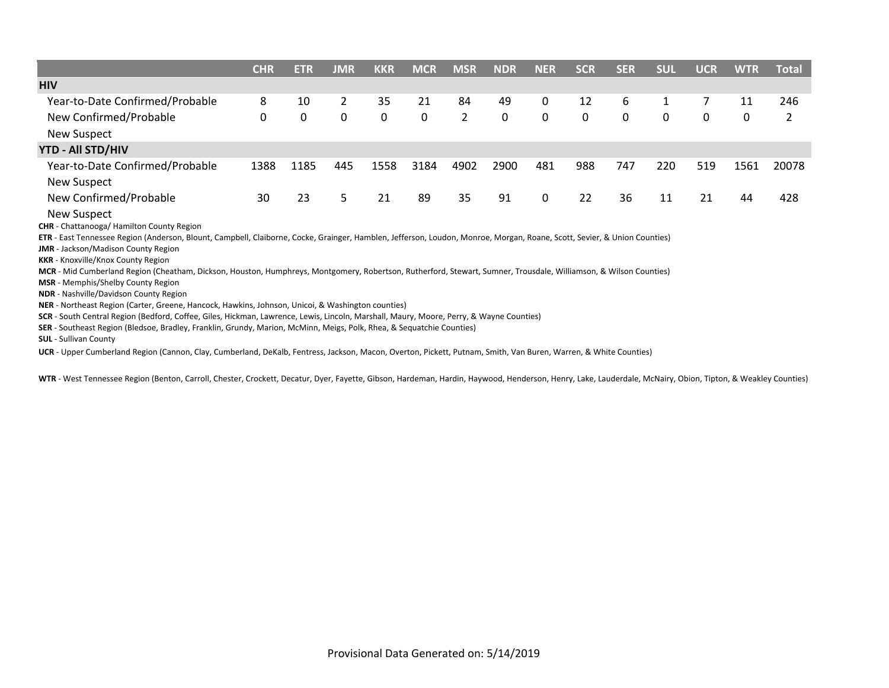| | CHR | ETR | JMR | KKR | MCR | MSR | NDR | NER | SCR | SER | SUL | UCR | WTR | Total |
|---|---|---|---|---|---|---|---|---|---|---|---|---|---|---|
| **HIV** | | | | | | | | | | | | | | |
| Year-to-Date Confirmed/Probable | 8 | 10 | 2 | 35 | 21 | 84 | 49 | 0 | 12 | 6 | 1 | 7 | 11 | 246 |
| New Confirmed/Probable | 0 | 0 | 0 | 0 | 0 | 2 | 0 | 0 | 0 | 0 | 0 | 0 | 0 | 2 |
| New Suspect | | | | | | | | | | | | | | |
| **YTD - All STD/HIV** | | | | | | | | | | | | | | |
| Year-to-Date Confirmed/Probable | 1388 | 1185 | 445 | 1558 | 3184 | 4902 | 2900 | 481 | 988 | 747 | 220 | 519 | 1561 | 20078 |
| New Suspect | | | | | | | | | | | | | | |
| New Confirmed/Probable | 30 | 23 | 5 | 21 | 89 | 35 | 91 | 0 | 22 | 36 | 11 | 21 | 44 | 428 |
| New Suspect | | | | | | | | | | | | | | |

**CHR** - Chattanooga/ Hamilton County Region

**ETR** - East Tennessee Region (Anderson, Blount, Campbell, Claiborne, Cocke, Grainger, Hamblen, Jefferson, Loudon, Monroe, Morgan, Roane, Scott, Sevier, & Union Counties)

**JMR** - Jackson/Madison County Region

**KKR** - Knoxville/Knox County Region

**MCR** - Mid Cumberland Region (Cheatham, Dickson, Houston, Humphreys, Montgomery, Robertson, Rutherford, Stewart, Sumner, Trousdale, Williamson, & Wilson Counties)

**MSR** - Memphis/Shelby County Region

**NDR** - Nashville/Davidson County Region

**NER** - Northeast Region (Carter, Greene, Hancock, Hawkins, Johnson, Unicoi, & Washington counties)

**SCR** - South Central Region (Bedford, Coffee, Giles, Hickman, Lawrence, Lewis, Lincoln, Marshall, Maury, Moore, Perry, & Wayne Counties)

**SER** - Southeast Region (Bledsoe, Bradley, Franklin, Grundy, Marion, McMinn, Meigs, Polk, Rhea, & Sequatchie Counties)

**SUL** - Sullivan County

**UCR** - Upper Cumberland Region (Cannon, Clay, Cumberland, DeKalb, Fentress, Jackson, Macon, Overton, Pickett, Putnam, Smith, Van Buren, Warren, & White Counties)

**WTR** - West Tennessee Region (Benton, Carroll, Chester, Crockett, Decatur, Dyer, Fayette, Gibson, Hardeman, Hardin, Haywood, Henderson, Henry, Lake, Lauderdale, McNairy, Obion, Tipton, & Weakley Counties)

Provisional Data Generated on: 5/14/2019